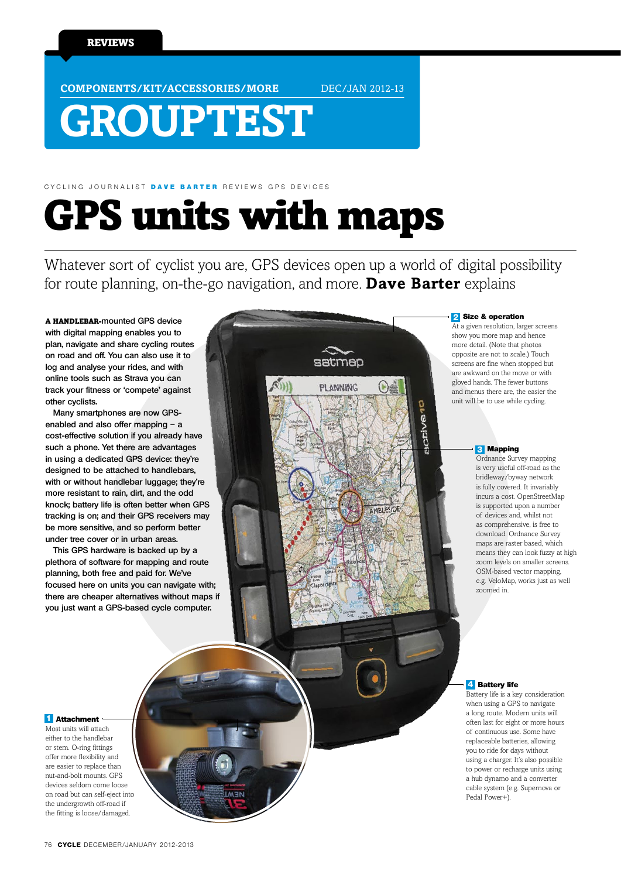REVIEWS

COMPONENTS/KIT/ACCESSORIES/MORE DEC/JAN 2012-13

# GROUPTEST

CYCLING JOURNALIST **DAVE BARTER** REVIEWS GPS DEVICES

# GPS units with maps

Whatever sort of cyclist you are, GPS devices open up a world of digital possibility for route planning, on-the-go navigation, and more. **Dave Barter** explains

**A HANDLEBAR**-mounted GPS device with digital mapping enables you to plan, navigate and share cycling routes on road and off. You can also use it to log and analyse your rides, and with online tools such as Strava you can track your fitness or 'compete' against other cyclists.

Many smartphones are now GPS-enabled and also offer mapping – a cost-effective solution if you already have such a phone. Yet there are advantages in using a dedicated GPS device: they're designed to be attached to handlebars, with or without handlebar luggage; they're more resistant to rain, dirt, and the odd knock; battery life is often better when GPS tracking is on; and their GPS receivers may be more sensitive, and so perform better under tree cover or in urban areas.

This GPS hardware is backed up by a plethora of software for mapping and route planning, both free and paid for. We've focused here on units you can navigate with; there are cheaper alternatives without maps if you just want a GPS-based cycle computer.

**1 Attachment**

Most units will attach either to the handlebar or stem. O-ring fittings offer more flexibility and are easier to replace than nut-and-bolt mounts. GPS devices seldom come loose on road but can self-eject into the undergrowth off-road if the fitting is loose/damaged.

**2 Size & operation**

At a given resolution, larger screens show you more map and hence more detail. (Note that photos opposite are not to scale.) Touch screens are fine when stopped but are awkward on the move or with gloved hands. The fewer buttons and menus there are, the easier the unit will be to use while cycling.

**3 Mapping**

Ordnance Survey mapping is very useful off-road as the bridleway/byway network is fully covered. It invariably incurs a cost. OpenStreetMap is supported upon a number of devices and, whilst not as comprehensive, is free to download. Ordnance Survey maps are raster based, which means they can look fuzzy at high zoom levels on smaller screens. OSM-based vector mapping, e.g. VeloMap, works just as well zoomed in.

**4 Battery life**

Battery life is a key consideration when using a GPS to navigate a long route. Modern units will often last for eight or more hours of continuous use. Some have replaceable batteries, allowing you to ride for days without using a charger. It's also possible to power or recharge units using a hub dynamo and a converter cable system (e.g. Supernova or Pedal Power+).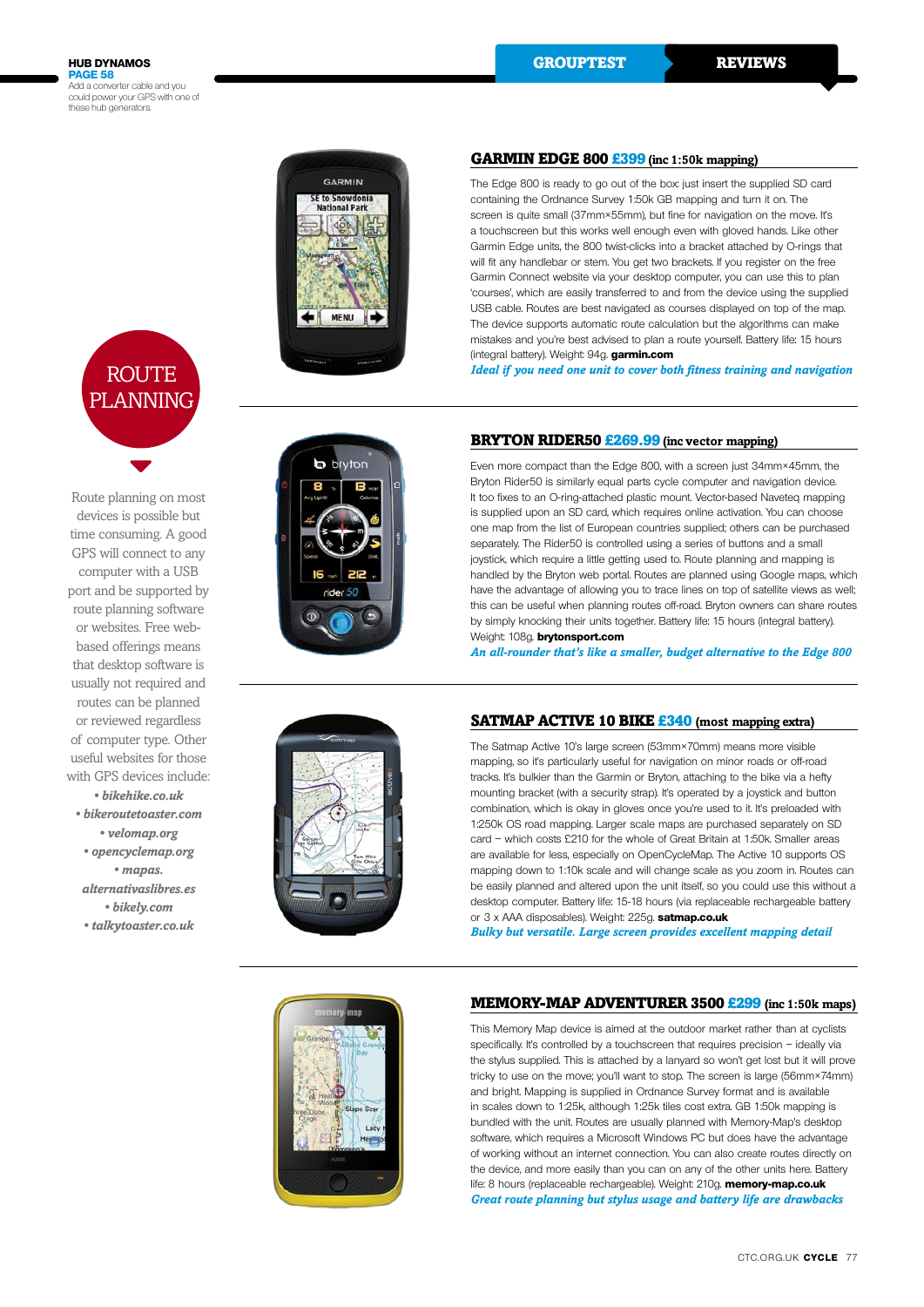**HUB DYNAMOS**
**PAGE 58**
Add a converter cable and you could power your GPS with one of these hub generators.

## ROUTE PLANNING

Route planning on most devices is possible but time consuming. A good GPS will connect to any computer with a USB port and be supported by route planning software or websites. Free web-based offerings means that desktop software is usually not required and routes can be planned or reviewed regardless of computer type. Other useful websites for those with GPS devices include:

- *bikehike.co.uk*
- *bikeroutetoaster.com*
- *velomap.org*
- *opencyclemap.org*
- *mapas.alternativaslibres.es*
- *bikely.com*
- *talkytoaster.co.uk*

### GARMIN EDGE 800 £399 (inc 1:50k mapping)

The Edge 800 is ready to go out of the box: just insert the supplied SD card containing the Ordnance Survey 1:50k GB mapping and turn it on. The screen is quite small (37mm×55mm), but fine for navigation on the move. It's a touchscreen but this works well enough even with gloved hands. Like other Garmin Edge units, the 800 twist-clicks into a bracket attached by O-rings that will fit any handlebar or stem. You get two brackets. If you register on the free Garmin Connect website via your desktop computer, you can use this to plan 'courses', which are easily transferred to and from the device using the supplied USB cable. Routes are best navigated as courses displayed on top of the map. The device supports automatic route calculation but the algorithms can make mistakes and you're best advised to plan a route yourself. Battery life: 15 hours (integral battery). Weight: 94g. **garmin.com**

***Ideal if you need one unit to cover both fitness training and navigation***

### BRYTON RIDER50 £269.99 (inc vector mapping)

Even more compact than the Edge 800, with a screen just 34mm×45mm, the Bryton Rider50 is similarly equal parts cycle computer and navigation device. It too fixes to an O-ring-attached plastic mount. Vector-based Naveteq mapping is supplied upon an SD card, which requires online activation. You can choose one map from the list of European countries supplied; others can be purchased separately. The Rider50 is controlled using a series of buttons and a small joystick, which require a little getting used to. Route planning and mapping is handled by the Bryton web portal. Routes are planned using Google maps, which have the advantage of allowing you to trace lines on top of satellite views as well; this can be useful when planning routes off-road. Bryton owners can share routes by simply knocking their units together. Battery life: 15 hours (integral battery). Weight: 108g. **brytonsport.com**

***An all-rounder that's like a smaller, budget alternative to the Edge 800***

### SATMAP ACTIVE 10 BIKE £340 (most mapping extra)

The Satmap Active 10's large screen (53mm×70mm) means more visible mapping, so it's particularly useful for navigation on minor roads or off-road tracks. It's bulkier than the Garmin or Bryton, attaching to the bike via a hefty mounting bracket (with a security strap). It's operated by a joystick and button combination, which is okay in gloves once you're used to it. It's preloaded with 1:250k OS road mapping. Larger scale maps are purchased separately on SD card – which costs £210 for the whole of Great Britain at 1:50k. Smaller areas are available for less, especially on OpenCycleMap. The Active 10 supports OS mapping down to 1:10k scale and will change scale as you zoom in. Routes can be easily planned and altered upon the unit itself, so you could use this without a desktop computer. Battery life: 15-18 hours (via replaceable rechargeable battery or 3 x AAA disposables). Weight: 225g. **satmap.co.uk**

***Bulky but versatile. Large screen provides excellent mapping detail***

### MEMORY-MAP ADVENTURER 3500 £299 (inc 1:50k maps)

This Memory Map device is aimed at the outdoor market rather than at cyclists specifically. It's controlled by a touchscreen that requires precision – ideally via the stylus supplied. This is attached by a lanyard so won't get lost but it will prove tricky to use on the move; you'll want to stop. The screen is large (56mm×74mm) and bright. Mapping is supplied in Ordnance Survey format and is available in scales down to 1:25k, although 1:25k tiles cost extra. GB 1:50k mapping is bundled with the unit. Routes are usually planned with Memory-Map's desktop software, which requires a Microsoft Windows PC but does have the advantage of working without an internet connection. You can also create routes directly on the device, and more easily than you can on any of the other units here. Battery life: 8 hours (replaceable rechargeable). Weight: 210g. **memory-map.co.uk**

***Great route planning but stylus usage and battery life are drawbacks***